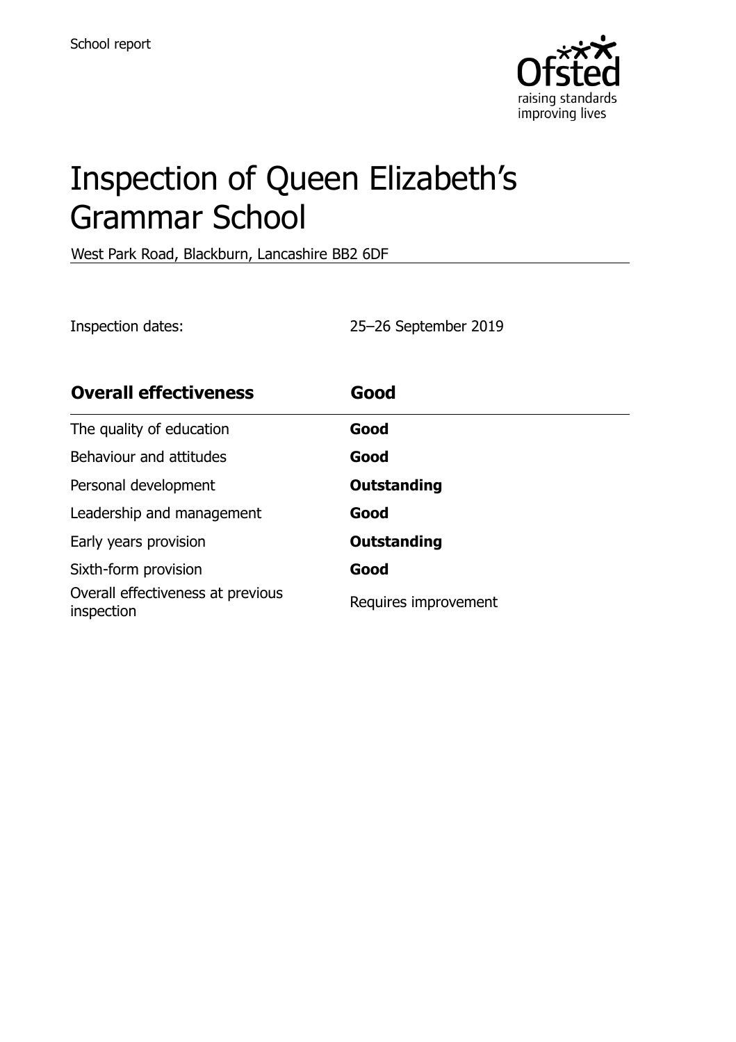School report

# Inspection of Queen Elizabeth's Grammar School

West Park Road, Blackburn, Lancashire BB2 6DF

Inspection dates: 25–26 September 2019

| **Overall effectiveness** | **Good** |
|---|---|
| The quality of education | **Good** |
| Behaviour and attitudes | **Good** |
| Personal development | **Outstanding** |
| Leadership and management | **Good** |
| Early years provision | **Outstanding** |
| Sixth-form provision | **Good** |
| Overall effectiveness at previous inspection | Requires improvement |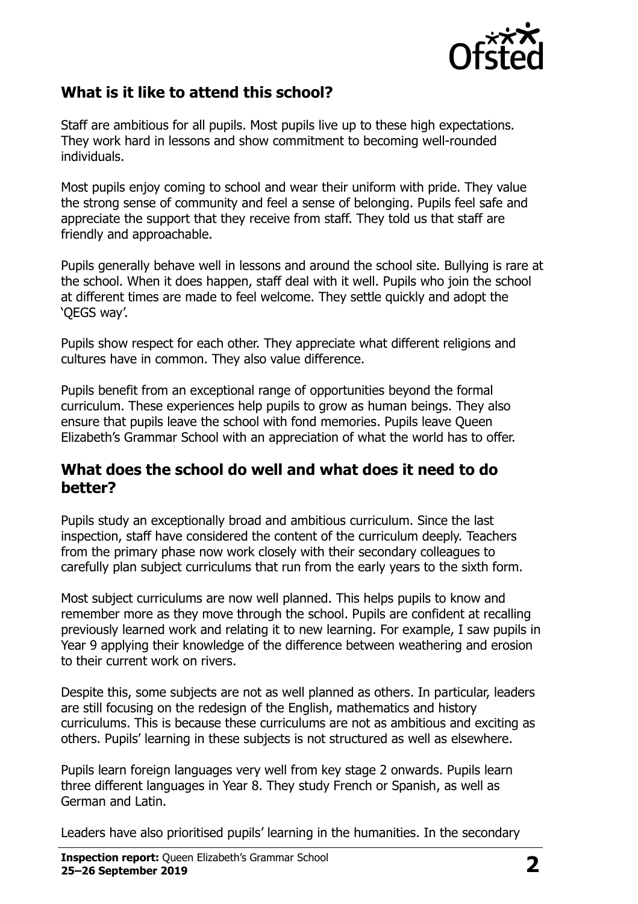## What is it like to attend this school?

Staff are ambitious for all pupils. Most pupils live up to these high expectations. They work hard in lessons and show commitment to becoming well-rounded individuals.

Most pupils enjoy coming to school and wear their uniform with pride. They value the strong sense of community and feel a sense of belonging. Pupils feel safe and appreciate the support that they receive from staff. They told us that staff are friendly and approachable.

Pupils generally behave well in lessons and around the school site. Bullying is rare at the school. When it does happen, staff deal with it well. Pupils who join the school at different times are made to feel welcome. They settle quickly and adopt the 'QEGS way'.

Pupils show respect for each other. They appreciate what different religions and cultures have in common. They also value difference.

Pupils benefit from an exceptional range of opportunities beyond the formal curriculum. These experiences help pupils to grow as human beings. They also ensure that pupils leave the school with fond memories. Pupils leave Queen Elizabeth's Grammar School with an appreciation of what the world has to offer.

## What does the school do well and what does it need to do better?

Pupils study an exceptionally broad and ambitious curriculum. Since the last inspection, staff have considered the content of the curriculum deeply. Teachers from the primary phase now work closely with their secondary colleagues to carefully plan subject curriculums that run from the early years to the sixth form.

Most subject curriculums are now well planned. This helps pupils to know and remember more as they move through the school. Pupils are confident at recalling previously learned work and relating it to new learning. For example, I saw pupils in Year 9 applying their knowledge of the difference between weathering and erosion to their current work on rivers.

Despite this, some subjects are not as well planned as others. In particular, leaders are still focusing on the redesign of the English, mathematics and history curriculums. This is because these curriculums are not as ambitious and exciting as others. Pupils' learning in these subjects is not structured as well as elsewhere.

Pupils learn foreign languages very well from key stage 2 onwards. Pupils learn three different languages in Year 8. They study French or Spanish, as well as German and Latin.

Leaders have also prioritised pupils' learning in the humanities. In the secondary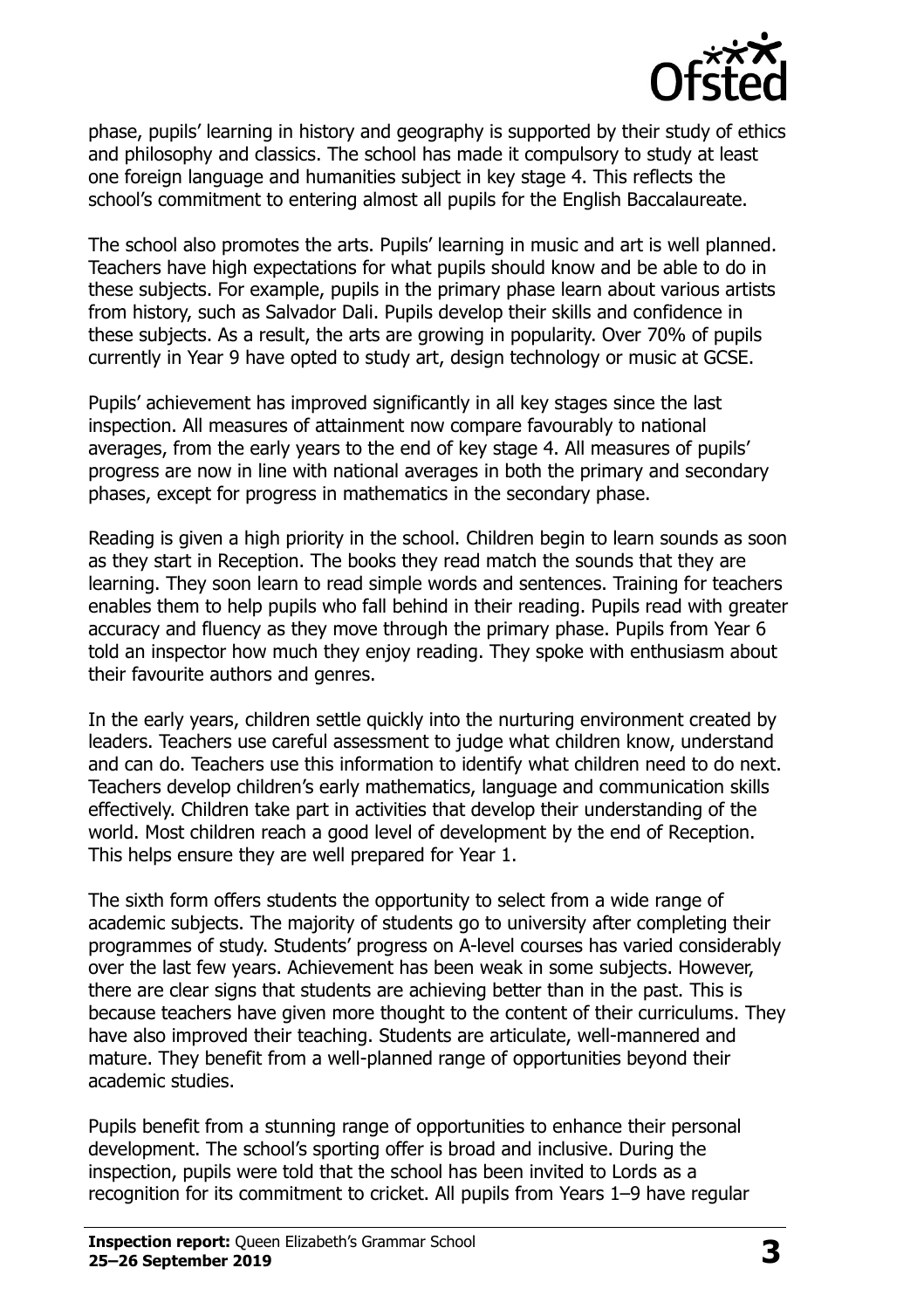phase, pupils' learning in history and geography is supported by their study of ethics and philosophy and classics. The school has made it compulsory to study at least one foreign language and humanities subject in key stage 4. This reflects the school's commitment to entering almost all pupils for the English Baccalaureate.

The school also promotes the arts. Pupils' learning in music and art is well planned. Teachers have high expectations for what pupils should know and be able to do in these subjects. For example, pupils in the primary phase learn about various artists from history, such as Salvador Dali. Pupils develop their skills and confidence in these subjects. As a result, the arts are growing in popularity. Over 70% of pupils currently in Year 9 have opted to study art, design technology or music at GCSE.

Pupils' achievement has improved significantly in all key stages since the last inspection. All measures of attainment now compare favourably to national averages, from the early years to the end of key stage 4. All measures of pupils' progress are now in line with national averages in both the primary and secondary phases, except for progress in mathematics in the secondary phase.

Reading is given a high priority in the school. Children begin to learn sounds as soon as they start in Reception. The books they read match the sounds that they are learning. They soon learn to read simple words and sentences. Training for teachers enables them to help pupils who fall behind in their reading. Pupils read with greater accuracy and fluency as they move through the primary phase. Pupils from Year 6 told an inspector how much they enjoy reading. They spoke with enthusiasm about their favourite authors and genres.

In the early years, children settle quickly into the nurturing environment created by leaders. Teachers use careful assessment to judge what children know, understand and can do. Teachers use this information to identify what children need to do next. Teachers develop children's early mathematics, language and communication skills effectively. Children take part in activities that develop their understanding of the world. Most children reach a good level of development by the end of Reception. This helps ensure they are well prepared for Year 1.

The sixth form offers students the opportunity to select from a wide range of academic subjects. The majority of students go to university after completing their programmes of study. Students' progress on A-level courses has varied considerably over the last few years. Achievement has been weak in some subjects. However, there are clear signs that students are achieving better than in the past. This is because teachers have given more thought to the content of their curriculums. They have also improved their teaching. Students are articulate, well-mannered and mature. They benefit from a well-planned range of opportunities beyond their academic studies.

Pupils benefit from a stunning range of opportunities to enhance their personal development. The school's sporting offer is broad and inclusive. During the inspection, pupils were told that the school has been invited to Lords as a recognition for its commitment to cricket. All pupils from Years 1–9 have regular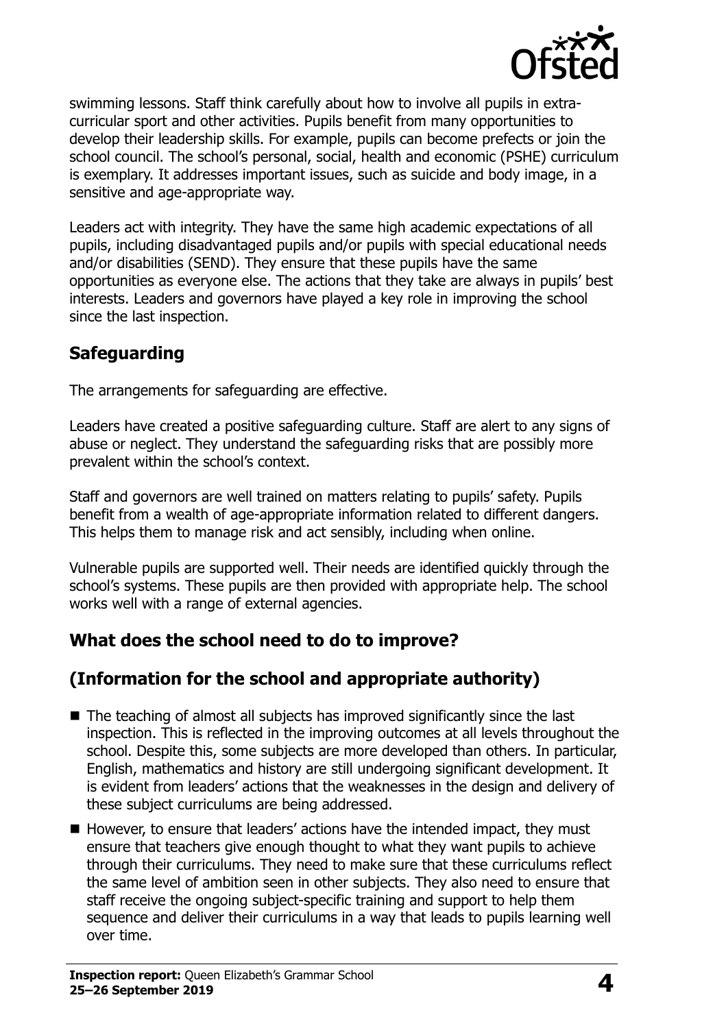swimming lessons. Staff think carefully about how to involve all pupils in extra-curricular sport and other activities. Pupils benefit from many opportunities to develop their leadership skills. For example, pupils can become prefects or join the school council. The school's personal, social, health and economic (PSHE) curriculum is exemplary. It addresses important issues, such as suicide and body image, in a sensitive and age-appropriate way.

Leaders act with integrity. They have the same high academic expectations of all pupils, including disadvantaged pupils and/or pupils with special educational needs and/or disabilities (SEND). They ensure that these pupils have the same opportunities as everyone else. The actions that they take are always in pupils' best interests. Leaders and governors have played a key role in improving the school since the last inspection.

## Safeguarding

The arrangements for safeguarding are effective.

Leaders have created a positive safeguarding culture. Staff are alert to any signs of abuse or neglect. They understand the safeguarding risks that are possibly more prevalent within the school's context.

Staff and governors are well trained on matters relating to pupils' safety. Pupils benefit from a wealth of age-appropriate information related to different dangers. This helps them to manage risk and act sensibly, including when online.

Vulnerable pupils are supported well. Their needs are identified quickly through the school's systems. These pupils are then provided with appropriate help. The school works well with a range of external agencies.

## What does the school need to do to improve?

## (Information for the school and appropriate authority)

- The teaching of almost all subjects has improved significantly since the last inspection. This is reflected in the improving outcomes at all levels throughout the school. Despite this, some subjects are more developed than others. In particular, English, mathematics and history are still undergoing significant development. It is evident from leaders' actions that the weaknesses in the design and delivery of these subject curriculums are being addressed.
- However, to ensure that leaders' actions have the intended impact, they must ensure that teachers give enough thought to what they want pupils to achieve through their curriculums. They need to make sure that these curriculums reflect the same level of ambition seen in other subjects. They also need to ensure that staff receive the ongoing subject-specific training and support to help them sequence and deliver their curriculums in a way that leads to pupils learning well over time.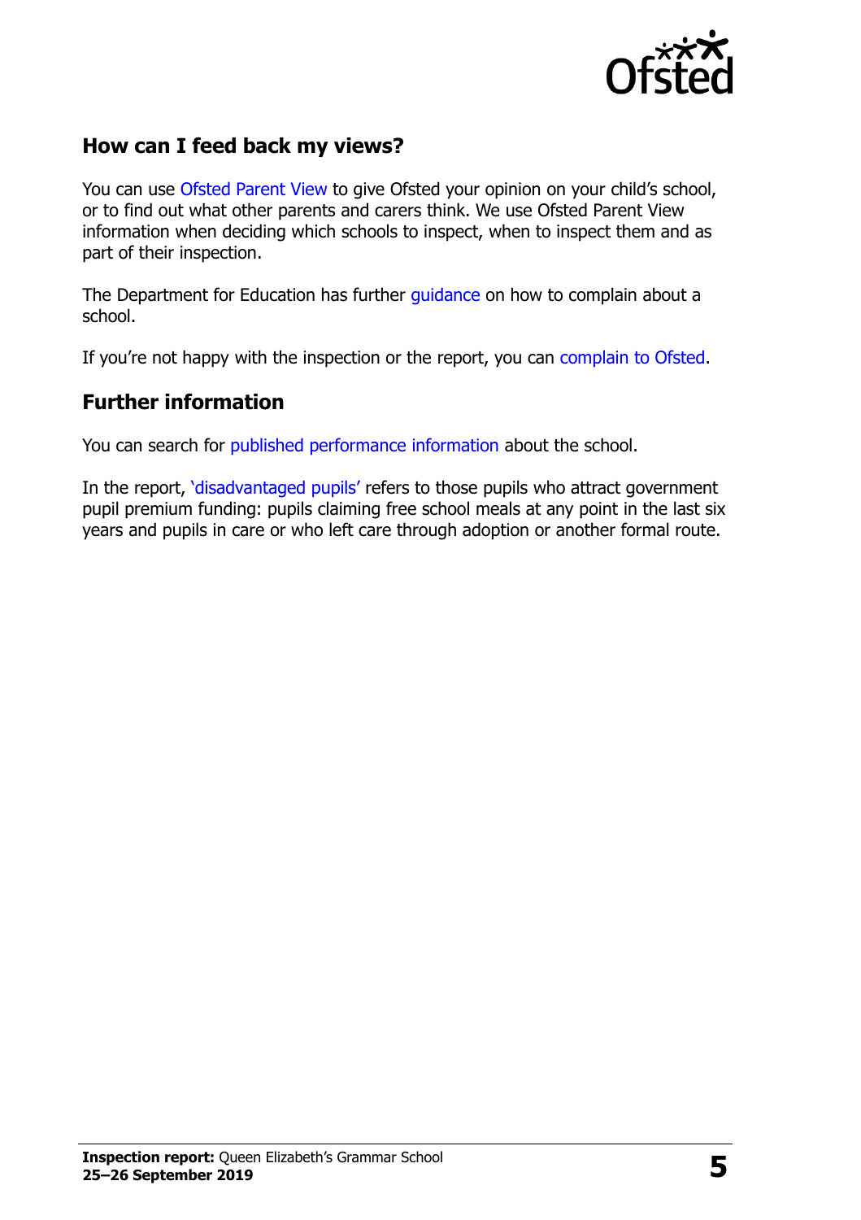## How can I feed back my views?

You can use Ofsted Parent View to give Ofsted your opinion on your child's school, or to find out what other parents and carers think. We use Ofsted Parent View information when deciding which schools to inspect, when to inspect them and as part of their inspection.

The Department for Education has further guidance on how to complain about a school.

If you're not happy with the inspection or the report, you can complain to Ofsted.

## Further information

You can search for published performance information about the school.

In the report, 'disadvantaged pupils' refers to those pupils who attract government pupil premium funding: pupils claiming free school meals at any point in the last six years and pupils in care or who left care through adoption or another formal route.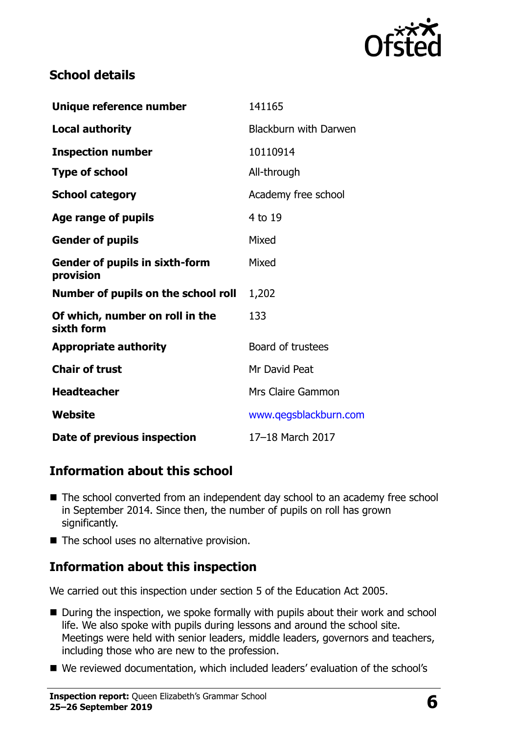## School details

| | |
|---|---|
| **Unique reference number** | 141165 |
| **Local authority** | Blackburn with Darwen |
| **Inspection number** | 10110914 |
| **Type of school** | All-through |
| **School category** | Academy free school |
| **Age range of pupils** | 4 to 19 |
| **Gender of pupils** | Mixed |
| **Gender of pupils in sixth-form provision** | Mixed |
| **Number of pupils on the school roll** | 1,202 |
| **Of which, number on roll in the sixth form** | 133 |
| **Appropriate authority** | Board of trustees |
| **Chair of trust** | Mr David Peat |
| **Headteacher** | Mrs Claire Gammon |
| **Website** | www.qegsblackburn.com |
| **Date of previous inspection** | 17–18 March 2017 |

## Information about this school

- The school converted from an independent day school to an academy free school in September 2014. Since then, the number of pupils on roll has grown significantly.
- The school uses no alternative provision.

## Information about this inspection

We carried out this inspection under section 5 of the Education Act 2005.

- During the inspection, we spoke formally with pupils about their work and school life. We also spoke with pupils during lessons and around the school site. Meetings were held with senior leaders, middle leaders, governors and teachers, including those who are new to the profession.
- We reviewed documentation, which included leaders' evaluation of the school's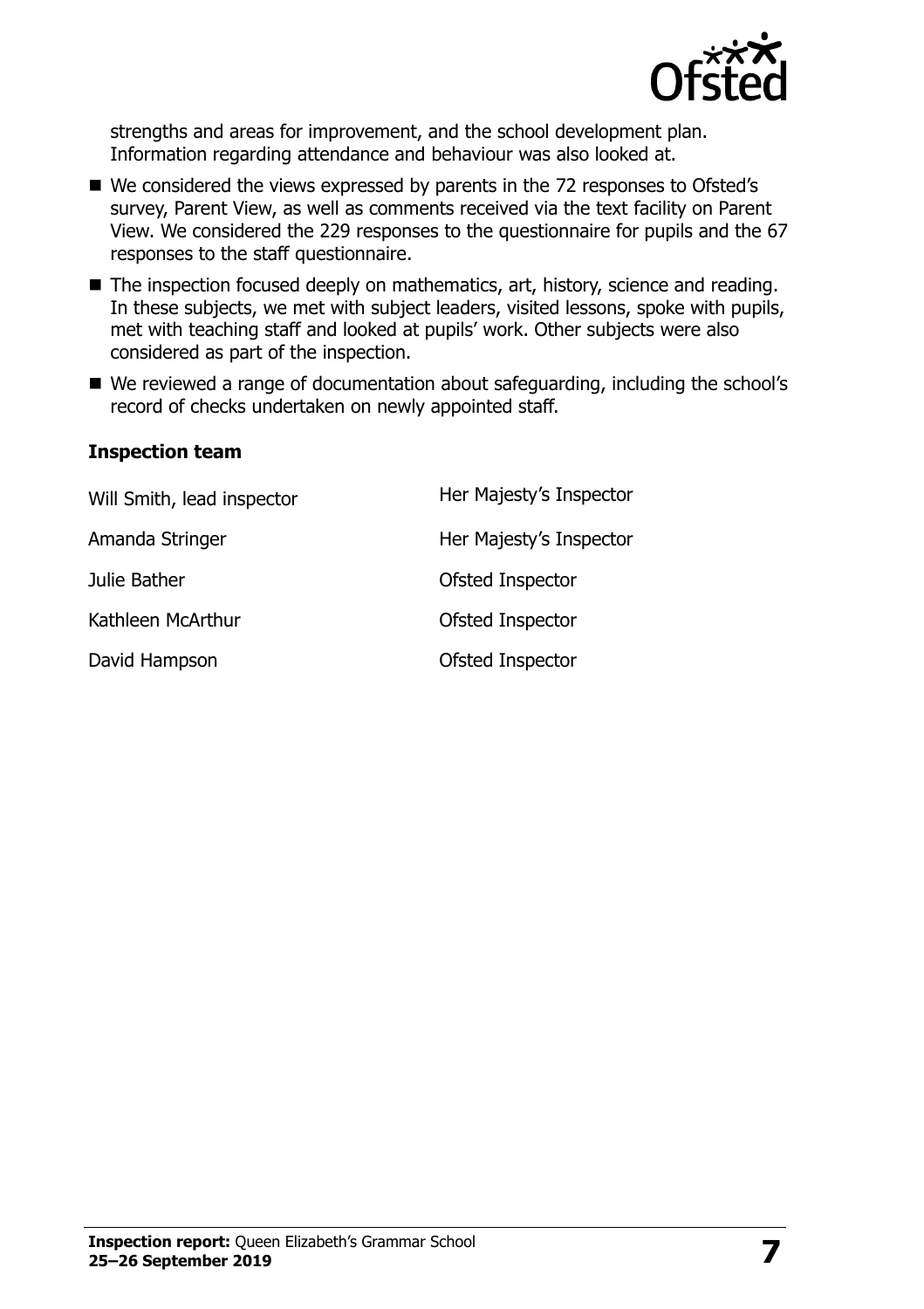strengths and areas for improvement, and the school development plan. Information regarding attendance and behaviour was also looked at.

- We considered the views expressed by parents in the 72 responses to Ofsted's survey, Parent View, as well as comments received via the text facility on Parent View. We considered the 229 responses to the questionnaire for pupils and the 67 responses to the staff questionnaire.
- The inspection focused deeply on mathematics, art, history, science and reading. In these subjects, we met with subject leaders, visited lessons, spoke with pupils, met with teaching staff and looked at pupils' work. Other subjects were also considered as part of the inspection.
- We reviewed a range of documentation about safeguarding, including the school's record of checks undertaken on newly appointed staff.

### Inspection team

| | |
|---|---|
| Will Smith, lead inspector | Her Majesty's Inspector |
| Amanda Stringer | Her Majesty's Inspector |
| Julie Bather | Ofsted Inspector |
| Kathleen McArthur | Ofsted Inspector |
| David Hampson | Ofsted Inspector |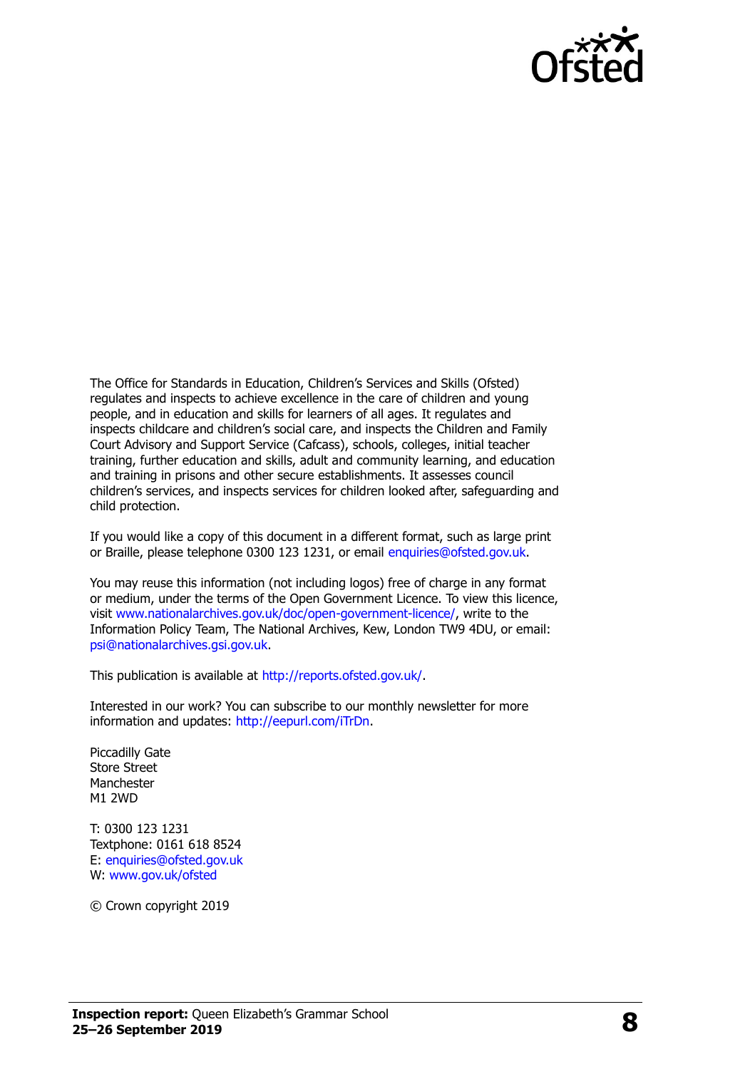The Office for Standards in Education, Children's Services and Skills (Ofsted) regulates and inspects to achieve excellence in the care of children and young people, and in education and skills for learners of all ages. It regulates and inspects childcare and children's social care, and inspects the Children and Family Court Advisory and Support Service (Cafcass), schools, colleges, initial teacher training, further education and skills, adult and community learning, and education and training in prisons and other secure establishments. It assesses council children's services, and inspects services for children looked after, safeguarding and child protection.

If you would like a copy of this document in a different format, such as large print or Braille, please telephone 0300 123 1231, or email enquiries@ofsted.gov.uk.

You may reuse this information (not including logos) free of charge in any format or medium, under the terms of the Open Government Licence. To view this licence, visit www.nationalarchives.gov.uk/doc/open-government-licence/, write to the Information Policy Team, The National Archives, Kew, London TW9 4DU, or email: psi@nationalarchives.gsi.gov.uk.

This publication is available at http://reports.ofsted.gov.uk/.

Interested in our work? You can subscribe to our monthly newsletter for more information and updates: http://eepurl.com/iTrDn.

Piccadilly Gate
Store Street
Manchester
M1 2WD

T: 0300 123 1231
Textphone: 0161 618 8524
E: enquiries@ofsted.gov.uk
W: www.gov.uk/ofsted

© Crown copyright 2019